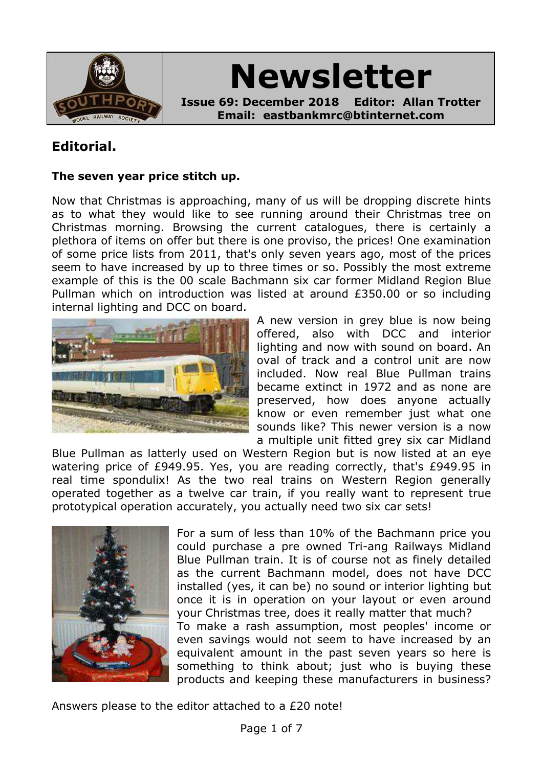# Newsletter

**Issue 69: December 2018 Editor: Allan Trotter**
**Email: eastbankmrc@btinternet.com**

## Editorial.

### The seven year price stitch up.

Now that Christmas is approaching, many of us will be dropping discrete hints as to what they would like to see running around their Christmas tree on Christmas morning. Browsing the current catalogues, there is certainly a plethora of items on offer but there is one proviso, the prices! One examination of some price lists from 2011, that's only seven years ago, most of the prices seem to have increased by up to three times or so. Possibly the most extreme example of this is the 00 scale Bachmann six car former Midland Region Blue Pullman which on introduction was listed at around £350.00 or so including internal lighting and DCC on board.

A new version in grey blue is now being offered, also with DCC and interior lighting and now with sound on board. An oval of track and a control unit are now included. Now real Blue Pullman trains became extinct in 1972 and as none are preserved, how does anyone actually know or even remember just what one sounds like? This newer version is a now a multiple unit fitted grey six car Midland Blue Pullman as latterly used on Western Region but is now listed at an eye watering price of £949.95. Yes, you are reading correctly, that's £949.95 in real time spondulix! As the two real trains on Western Region generally operated together as a twelve car train, if you really want to represent true prototypical operation accurately, you actually need two six car sets!

For a sum of less than 10% of the Bachmann price you could purchase a pre owned Tri-ang Railways Midland Blue Pullman train. It is of course not as finely detailed as the current Bachmann model, does not have DCC installed (yes, it can be) no sound or interior lighting but once it is in operation on your layout or even around your Christmas tree, does it really matter that much?
To make a rash assumption, most peoples' income or even savings would not seem to have increased by an equivalent amount in the past seven years so here is something to think about; just who is buying these products and keeping these manufacturers in business?

Answers please to the editor attached to a £20 note!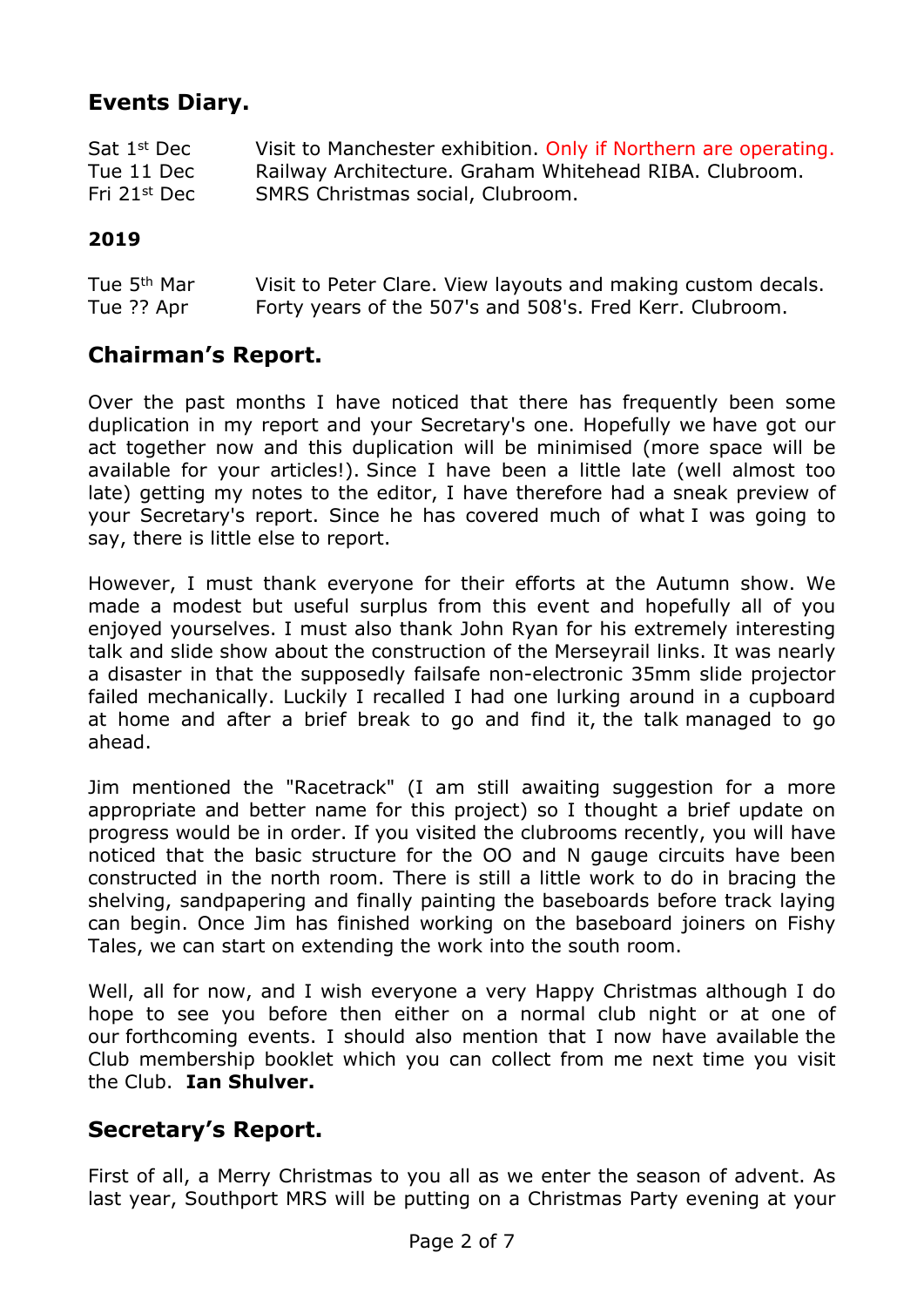## Events Diary.

| | |
|---|---|
| Sat 1st Dec | Visit to Manchester exhibition. Only if Northern are operating. |
| Tue 11 Dec | Railway Architecture. Graham Whitehead RIBA. Clubroom. |
| Fri 21st Dec | SMRS Christmas social, Clubroom. |

**2019**

| | |
|---|---|
| Tue 5th Mar | Visit to Peter Clare. View layouts and making custom decals. |
| Tue ?? Apr | Forty years of the 507's and 508's. Fred Kerr. Clubroom. |

## Chairman's Report.

Over the past months I have noticed that there has frequently been some duplication in my report and your Secretary's one. Hopefully we have got our act together now and this duplication will be minimised (more space will be available for your articles!). Since I have been a little late (well almost too late) getting my notes to the editor, I have therefore had a sneak preview of your Secretary's report. Since he has covered much of what I was going to say, there is little else to report.

However, I must thank everyone for their efforts at the Autumn show. We made a modest but useful surplus from this event and hopefully all of you enjoyed yourselves. I must also thank John Ryan for his extremely interesting talk and slide show about the construction of the Merseyrail links. It was nearly a disaster in that the supposedly failsafe non-electronic 35mm slide projector failed mechanically. Luckily I recalled I had one lurking around in a cupboard at home and after a brief break to go and find it, the talk managed to go ahead.

Jim mentioned the "Racetrack" (I am still awaiting suggestion for a more appropriate and better name for this project) so I thought a brief update on progress would be in order. If you visited the clubrooms recently, you will have noticed that the basic structure for the OO and N gauge circuits have been constructed in the north room. There is still a little work to do in bracing the shelving, sandpapering and finally painting the baseboards before track laying can begin. Once Jim has finished working on the baseboard joiners on Fishy Tales, we can start on extending the work into the south room.

Well, all for now, and I wish everyone a very Happy Christmas although I do hope to see you before then either on a normal club night or at one of our forthcoming events. I should also mention that I now have available the Club membership booklet which you can collect from me next time you visit the Club. **Ian Shulver.**

## Secretary's Report.

First of all, a Merry Christmas to you all as we enter the season of advent. As last year, Southport MRS will be putting on a Christmas Party evening at your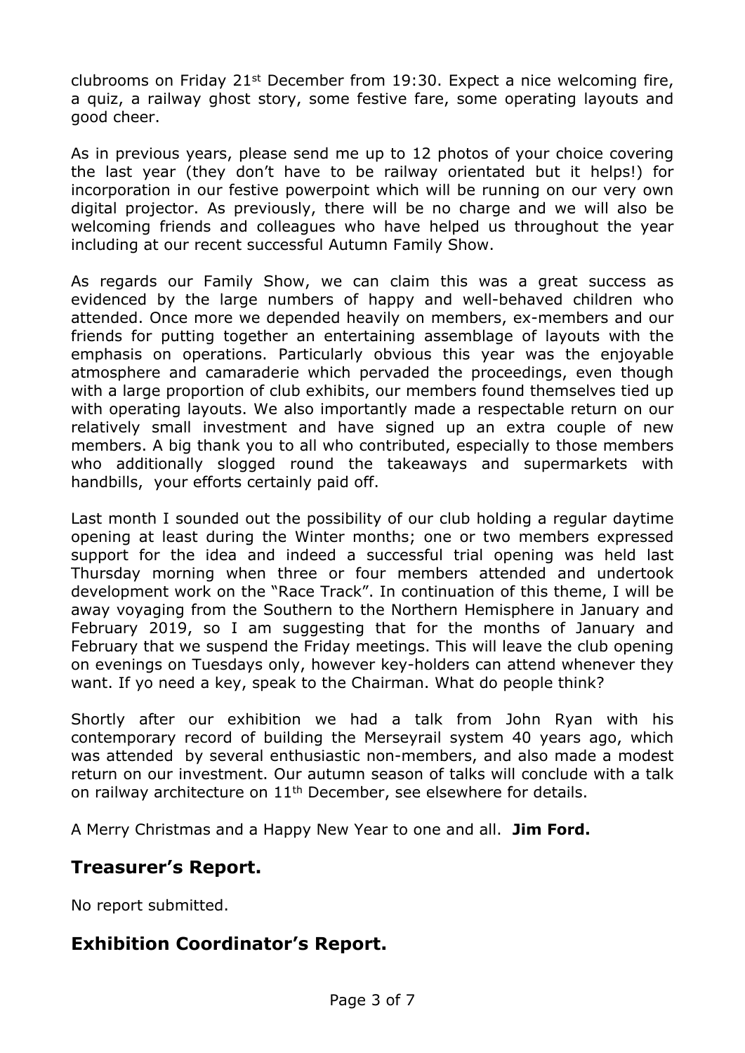clubrooms on Friday 21st December from 19:30. Expect a nice welcoming fire, a quiz, a railway ghost story, some festive fare, some operating layouts and good cheer.

As in previous years, please send me up to 12 photos of your choice covering the last year (they don't have to be railway orientated but it helps!) for incorporation in our festive powerpoint which will be running on our very own digital projector. As previously, there will be no charge and we will also be welcoming friends and colleagues who have helped us throughout the year including at our recent successful Autumn Family Show.

As regards our Family Show, we can claim this was a great success as evidenced by the large numbers of happy and well-behaved children who attended. Once more we depended heavily on members, ex-members and our friends for putting together an entertaining assemblage of layouts with the emphasis on operations. Particularly obvious this year was the enjoyable atmosphere and camaraderie which pervaded the proceedings, even though with a large proportion of club exhibits, our members found themselves tied up with operating layouts. We also importantly made a respectable return on our relatively small investment and have signed up an extra couple of new members. A big thank you to all who contributed, especially to those members who additionally slogged round the takeaways and supermarkets with handbills, your efforts certainly paid off.

Last month I sounded out the possibility of our club holding a regular daytime opening at least during the Winter months; one or two members expressed support for the idea and indeed a successful trial opening was held last Thursday morning when three or four members attended and undertook development work on the "Race Track". In continuation of this theme, I will be away voyaging from the Southern to the Northern Hemisphere in January and February 2019, so I am suggesting that for the months of January and February that we suspend the Friday meetings. This will leave the club opening on evenings on Tuesdays only, however key-holders can attend whenever they want. If yo need a key, speak to the Chairman. What do people think?

Shortly after our exhibition we had a talk from John Ryan with his contemporary record of building the Merseyrail system 40 years ago, which was attended by several enthusiastic non-members, and also made a modest return on our investment. Our autumn season of talks will conclude with a talk on railway architecture on 11th December, see elsewhere for details.

A Merry Christmas and a Happy New Year to one and all. **Jim Ford.**

## Treasurer's Report.

No report submitted.

## Exhibition Coordinator's Report.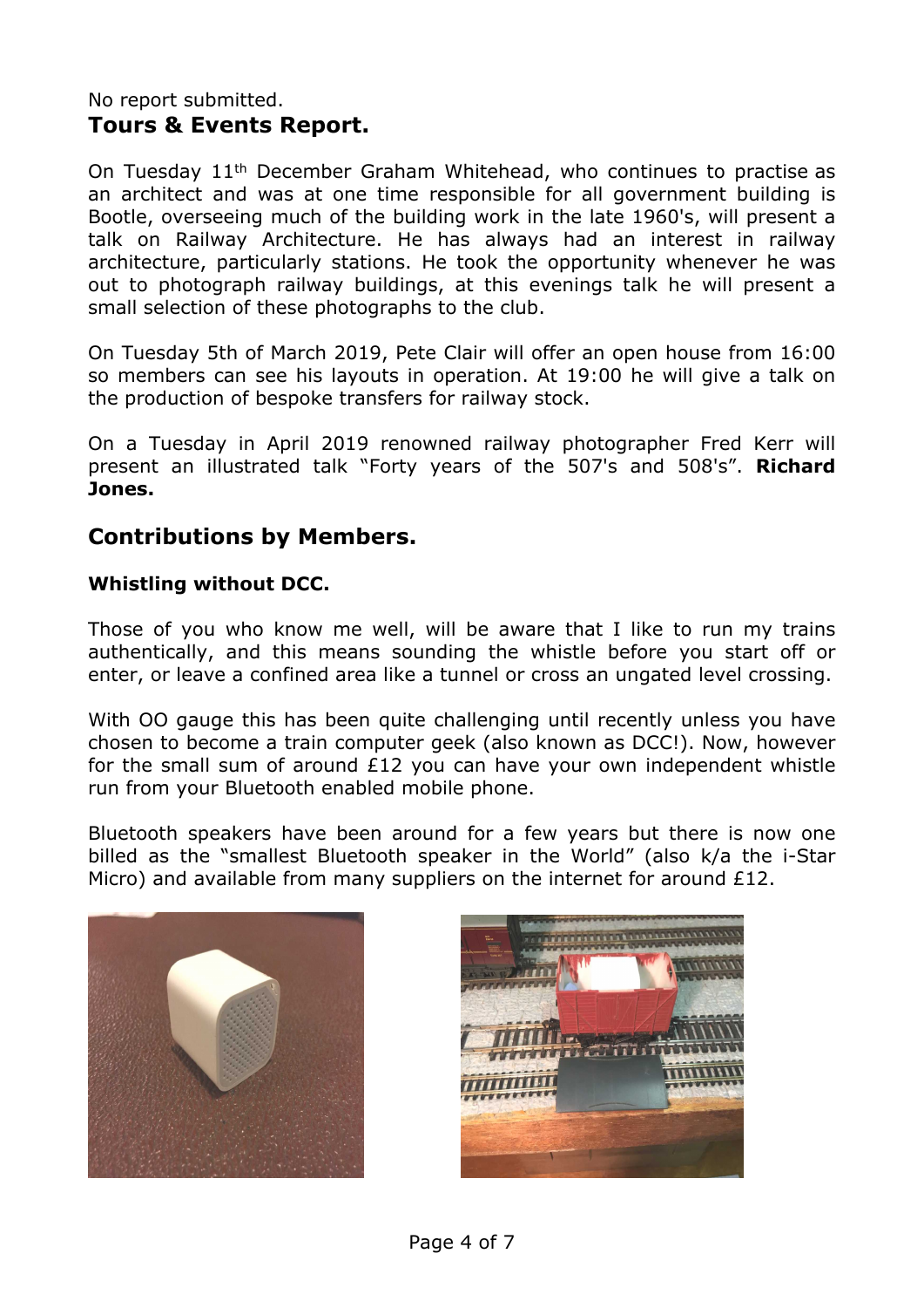No report submitted.

## Tours & Events Report.

On Tuesday 11th December Graham Whitehead, who continues to practise as an architect and was at one time responsible for all government building is Bootle, overseeing much of the building work in the late 1960's, will present a talk on Railway Architecture. He has always had an interest in railway architecture, particularly stations. He took the opportunity whenever he was out to photograph railway buildings, at this evenings talk he will present a small selection of these photographs to the club.

On Tuesday 5th of March 2019, Pete Clair will offer an open house from 16:00 so members can see his layouts in operation. At 19:00 he will give a talk on the production of bespoke transfers for railway stock.

On a Tuesday in April 2019 renowned railway photographer Fred Kerr will present an illustrated talk "Forty years of the 507's and 508's". **Richard Jones.**

## Contributions by Members.

### Whistling without DCC.

Those of you who know me well, will be aware that I like to run my trains authentically, and this means sounding the whistle before you start off or enter, or leave a confined area like a tunnel or cross an ungated level crossing.

With OO gauge this has been quite challenging until recently unless you have chosen to become a train computer geek (also known as DCC!). Now, however for the small sum of around £12 you can have your own independent whistle run from your Bluetooth enabled mobile phone.

Bluetooth speakers have been around for a few years but there is now one billed as the "smallest Bluetooth speaker in the World" (also k/a the i-Star Micro) and available from many suppliers on the internet for around £12.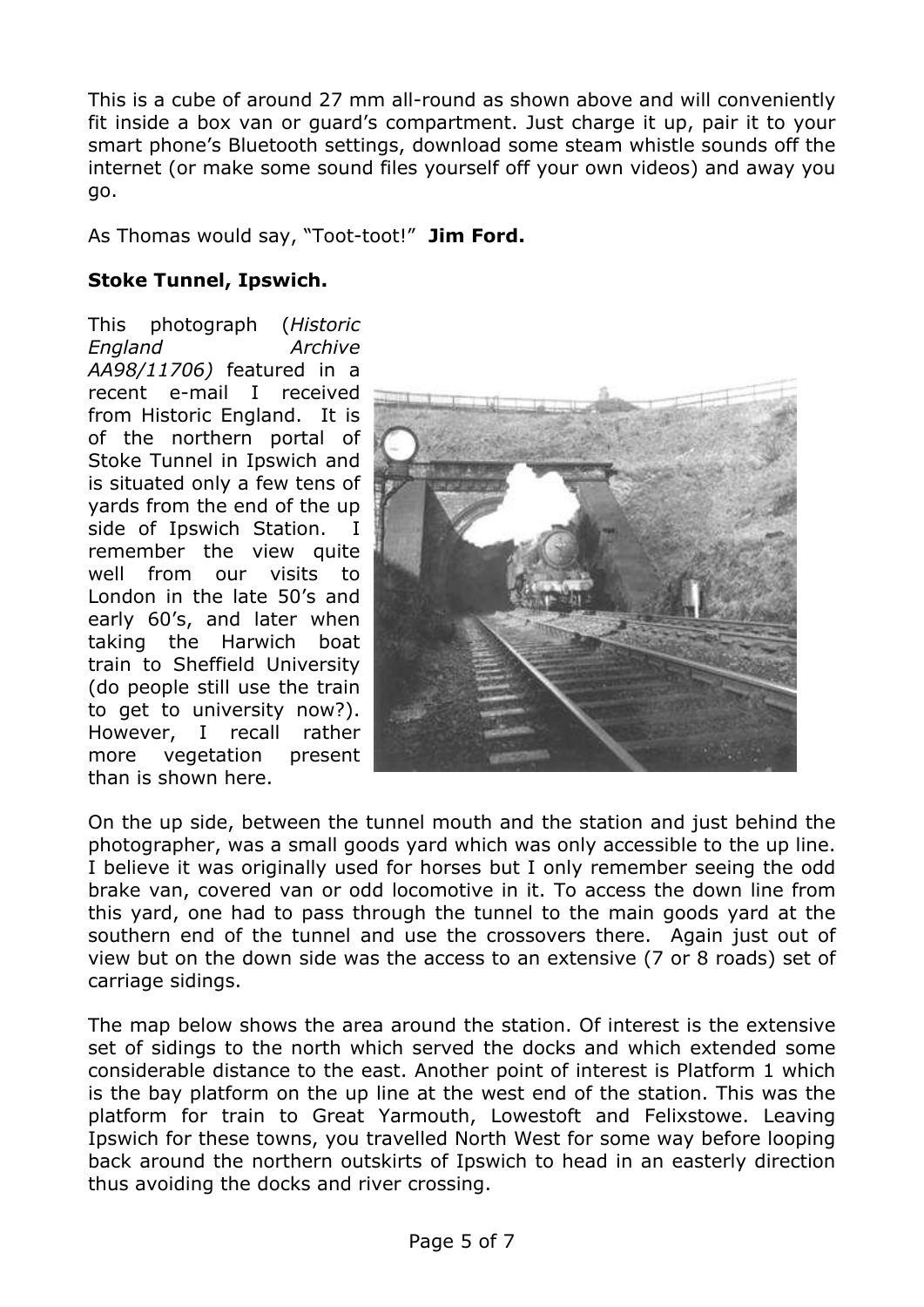This is a cube of around 27 mm all-round as shown above and will conveniently fit inside a box van or guard's compartment. Just charge it up, pair it to your smart phone's Bluetooth settings, download some steam whistle sounds off the internet (or make some sound files yourself off your own videos) and away you go.

As Thomas would say, "Toot-toot!" **Jim Ford.**

**Stoke Tunnel, Ipswich.**

This photograph (*Historic England Archive AA98/11706)* featured in a recent e-mail I received from Historic England. It is of the northern portal of Stoke Tunnel in Ipswich and is situated only a few tens of yards from the end of the up side of Ipswich Station. I remember the view quite well from our visits to London in the late 50's and early 60's, and later when taking the Harwich boat train to Sheffield University (do people still use the train to get to university now?). However, I recall rather more vegetation present than is shown here.

On the up side, between the tunnel mouth and the station and just behind the photographer, was a small goods yard which was only accessible to the up line. I believe it was originally used for horses but I only remember seeing the odd brake van, covered van or odd locomotive in it. To access the down line from this yard, one had to pass through the tunnel to the main goods yard at the southern end of the tunnel and use the crossovers there. Again just out of view but on the down side was the access to an extensive (7 or 8 roads) set of carriage sidings.

The map below shows the area around the station. Of interest is the extensive set of sidings to the north which served the docks and which extended some considerable distance to the east. Another point of interest is Platform 1 which is the bay platform on the up line at the west end of the station. This was the platform for train to Great Yarmouth, Lowestoft and Felixstowe. Leaving Ipswich for these towns, you travelled North West for some way before looping back around the northern outskirts of Ipswich to head in an easterly direction thus avoiding the docks and river crossing.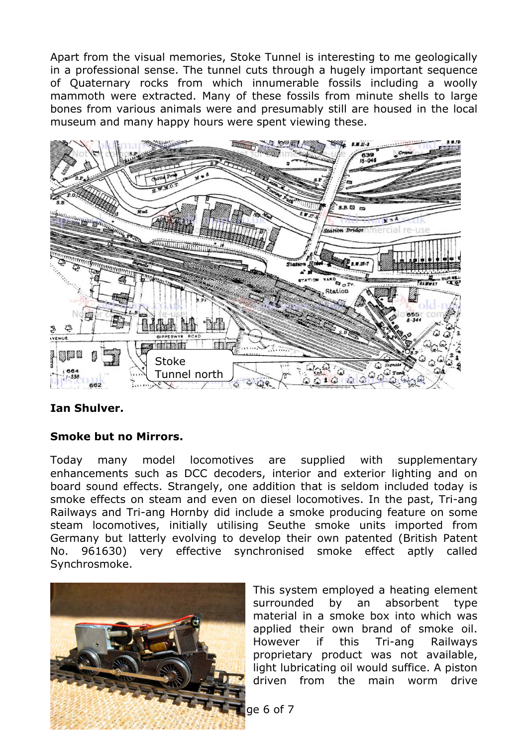Apart from the visual memories, Stoke Tunnel is interesting to me geologically in a professional sense. The tunnel cuts through a hugely important sequence of Quaternary rocks from which innumerable fossils including a woolly mammoth were extracted. Many of these fossils from minute shells to large bones from various animals were and presumably still are housed in the local museum and many happy hours were spent viewing these.

**Ian Shulver.**

**Smoke but no Mirrors.**

Today many model locomotives are supplied with supplementary enhancements such as DCC decoders, interior and exterior lighting and on board sound effects. Strangely, one addition that is seldom included today is smoke effects on steam and even on diesel locomotives. In the past, Tri-ang Railways and Tri-ang Hornby did include a smoke producing feature on some steam locomotives, initially utilising Seuthe smoke units imported from Germany but latterly evolving to develop their own patented (British Patent No. 961630) very effective synchronised smoke effect aptly called Synchrosmoke.

This system employed a heating element surrounded by an absorbent type material in a smoke box into which was applied their own brand of smoke oil. However if this Tri-ang Railways proprietary product was not available, light lubricating oil would suffice. A piston driven from the main worm drive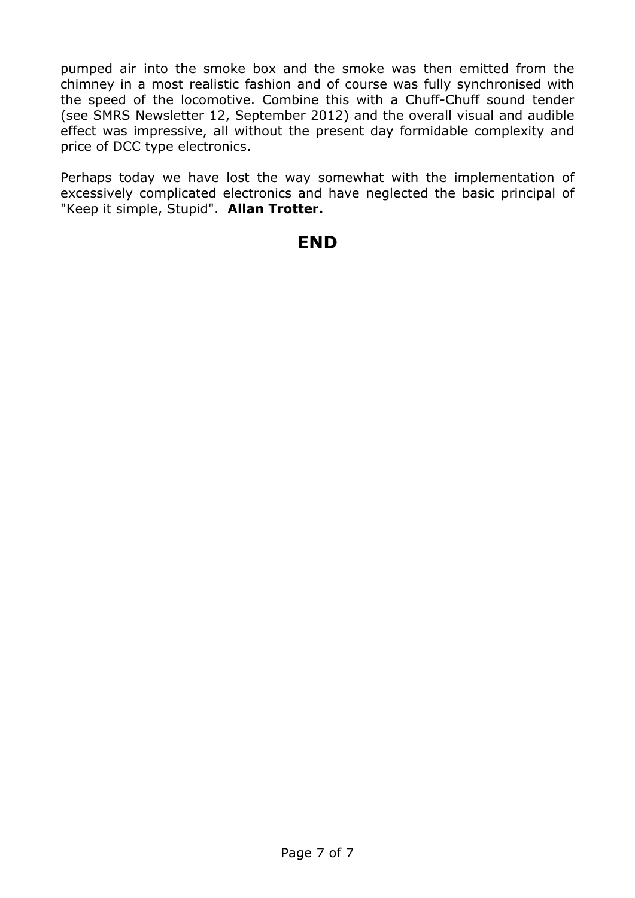pumped air into the smoke box and the smoke was then emitted from the chimney in a most realistic fashion and of course was fully synchronised with the speed of the locomotive. Combine this with a Chuff-Chuff sound tender (see SMRS Newsletter 12, September 2012) and the overall visual and audible effect was impressive, all without the present day formidable complexity and price of DCC type electronics.

Perhaps today we have lost the way somewhat with the implementation of excessively complicated electronics and have neglected the basic principal of "Keep it simple, Stupid". **Allan Trotter.**

## END